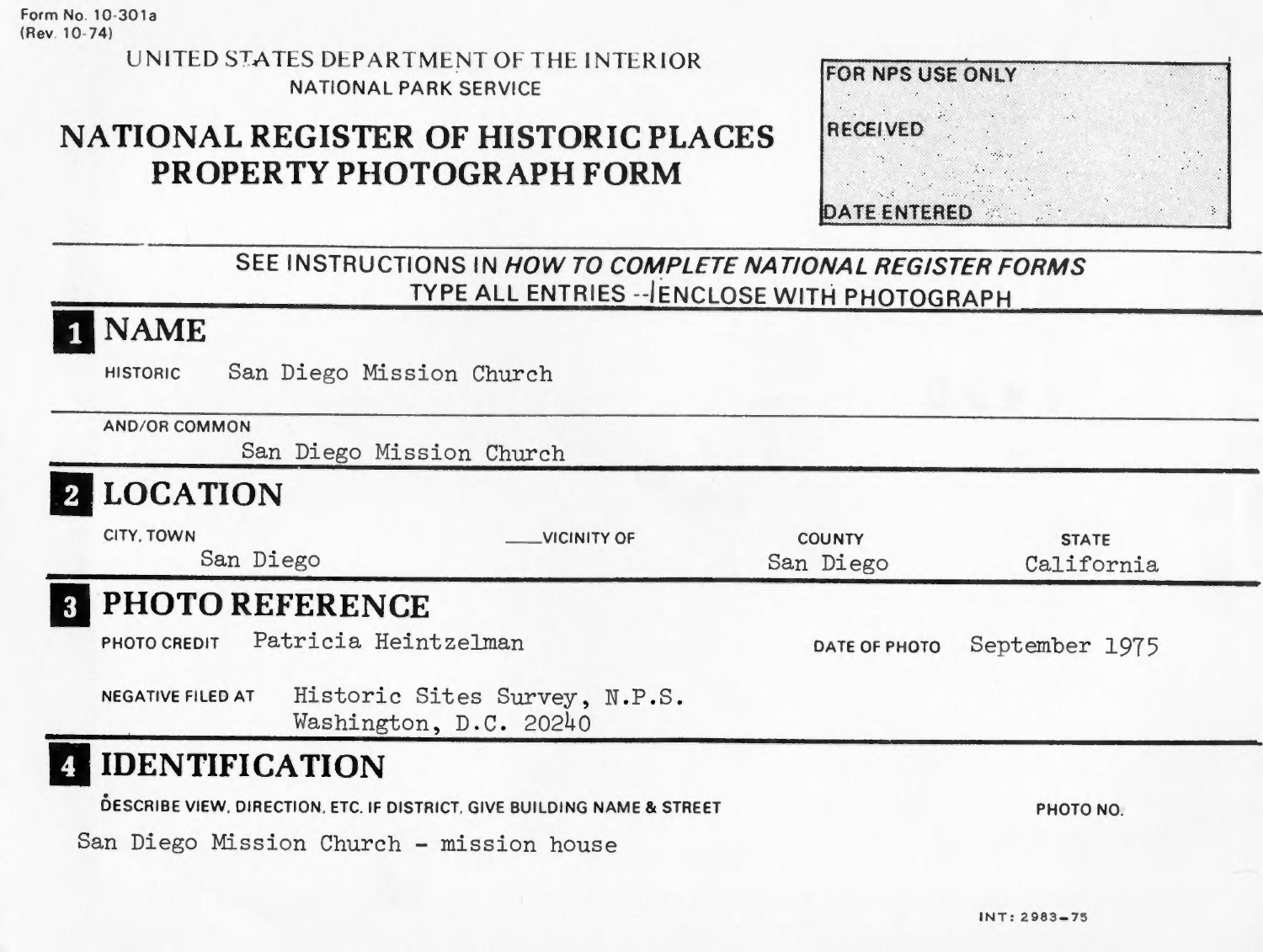Form No. 10-301a
(Rev. 10-74)

UNITED STATES DEPARTMENT OF THE INTERIOR
NATIONAL PARK SERVICE

# NATIONAL REGISTER OF HISTORIC PLACES PROPERTY PHOTOGRAPH FORM

FOR NPS USE ONLY

RECEIVED

DATE ENTERED

SEE INSTRUCTIONS IN *HOW TO COMPLETE NATIONAL REGISTER FORMS*
TYPE ALL ENTRIES -- ENCLOSE WITH PHOTOGRAPH

## 1 NAME

HISTORIC San Diego Mission Church

AND/OR COMMON
San Diego Mission Church

## 2 LOCATION

| CITY, TOWN | ___VICINITY OF | COUNTY | STATE |
|---|---|---|---|
| San Diego | | San Diego | California |

## 3 PHOTO REFERENCE

PHOTO CREDIT Patricia Heintzelman

DATE OF PHOTO September 1975

NEGATIVE FILED AT Historic Sites Survey, N.P.S.
Washington, D.C. 20240

## 4 IDENTIFICATION

DESCRIBE VIEW, DIRECTION, ETC. IF DISTRICT, GIVE BUILDING NAME & STREET

PHOTO NO.

San Diego Mission Church - mission house

INT: 2983-75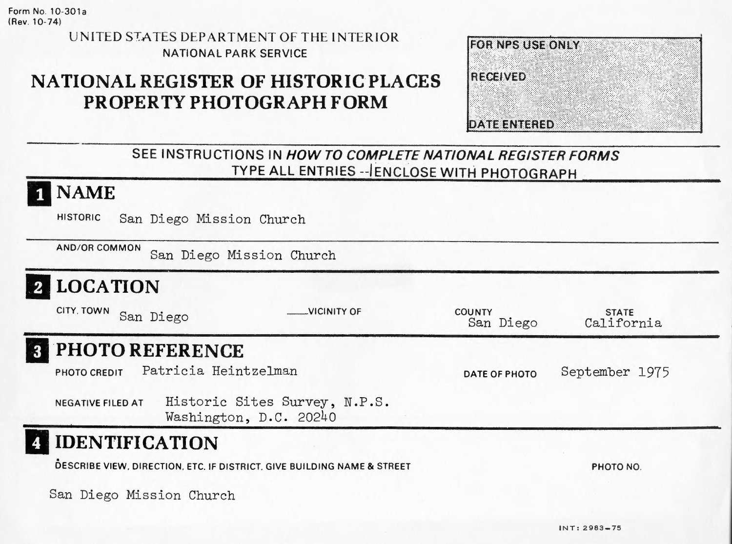Form No. 10-301a
(Rev. 10-74)

UNITED STATES DEPARTMENT OF THE INTERIOR
NATIONAL PARK SERVICE

# NATIONAL REGISTER OF HISTORIC PLACES PROPERTY PHOTOGRAPH FORM

| FOR NPS USE ONLY |
| --- |
| RECEIVED |
| DATE ENTERED |

SEE INSTRUCTIONS IN *HOW TO COMPLETE NATIONAL REGISTER FORMS*
TYPE ALL ENTRIES -- ENCLOSE WITH PHOTOGRAPH

## 1 NAME

HISTORIC San Diego Mission Church

AND/OR COMMON San Diego Mission Church

## 2 LOCATION

CITY, TOWN San Diego ___VICINITY OF COUNTY San Diego STATE California

## 3 PHOTO REFERENCE

PHOTO CREDIT Patricia Heintzelman DATE OF PHOTO September 1975

NEGATIVE FILED AT Historic Sites Survey, N.P.S.
Washington, D.C. 20240

## 4 IDENTIFICATION

DESCRIBE VIEW, DIRECTION, ETC. IF DISTRICT, GIVE BUILDING NAME & STREET PHOTO NO.

San Diego Mission Church

INT: 2983-75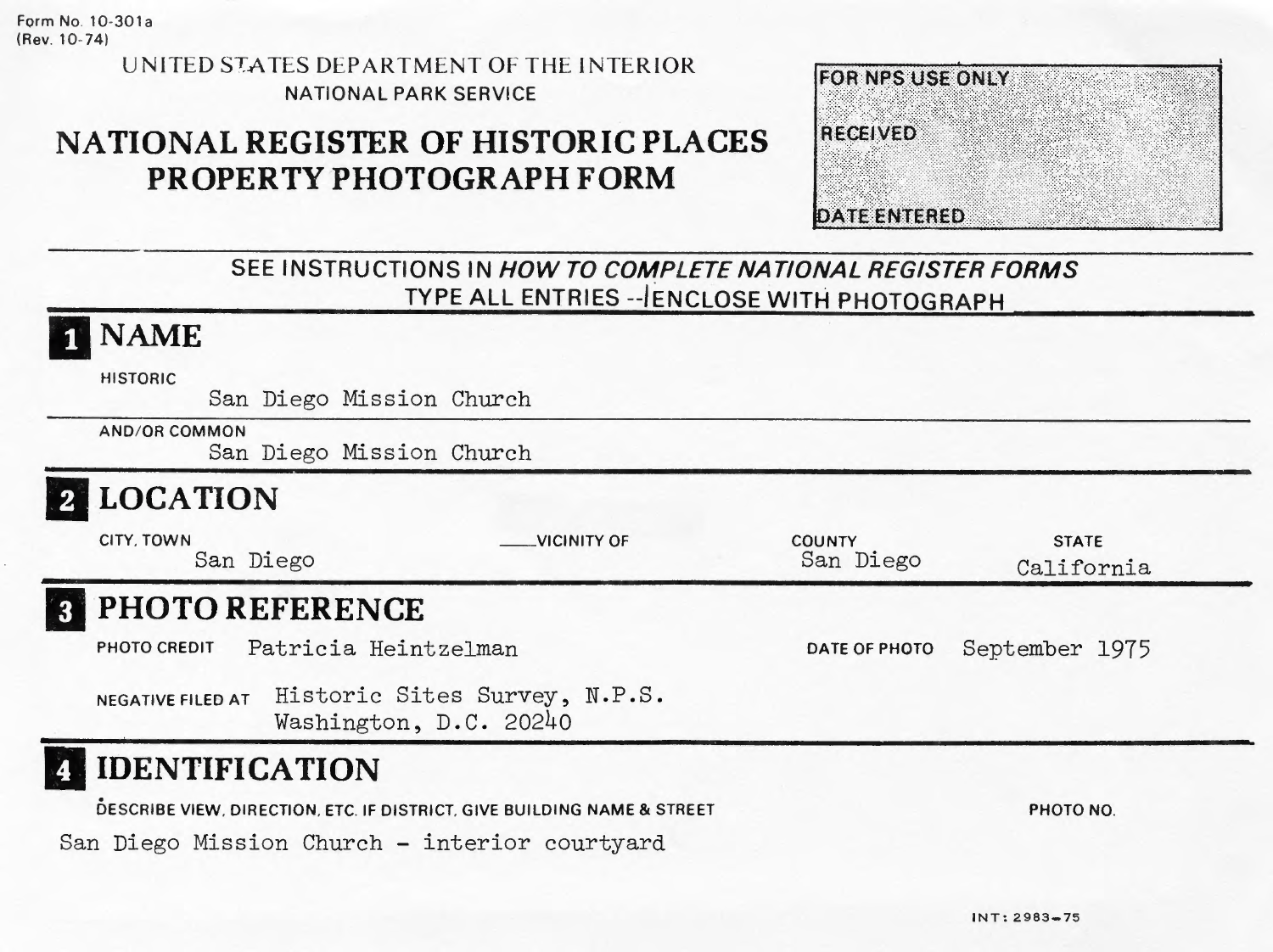Form No. 10-301a
(Rev. 10-74)

UNITED STATES DEPARTMENT OF THE INTERIOR
NATIONAL PARK SERVICE

# NATIONAL REGISTER OF HISTORIC PLACES PROPERTY PHOTOGRAPH FORM

FOR NPS USE ONLY

RECEIVED

DATE ENTERED

SEE INSTRUCTIONS IN *HOW TO COMPLETE NATIONAL REGISTER FORMS*
TYPE ALL ENTRIES -- ENCLOSE WITH PHOTOGRAPH

## 1 NAME

HISTORIC
San Diego Mission Church

AND/OR COMMON
San Diego Mission Church

## 2 LOCATION

CITY, TOWN
San Diego

____VICINITY OF

COUNTY
San Diego

STATE
California

## 3 PHOTO REFERENCE

PHOTO CREDIT Patricia Heintzelman

DATE OF PHOTO September 1975

NEGATIVE FILED AT Historic Sites Survey, N.P.S.
Washington, D.C. 20240

## 4 IDENTIFICATION

DESCRIBE VIEW, DIRECTION, ETC. IF DISTRICT, GIVE BUILDING NAME & STREET

PHOTO NO.

San Diego Mission Church - interior courtyard

INT: 2983-75